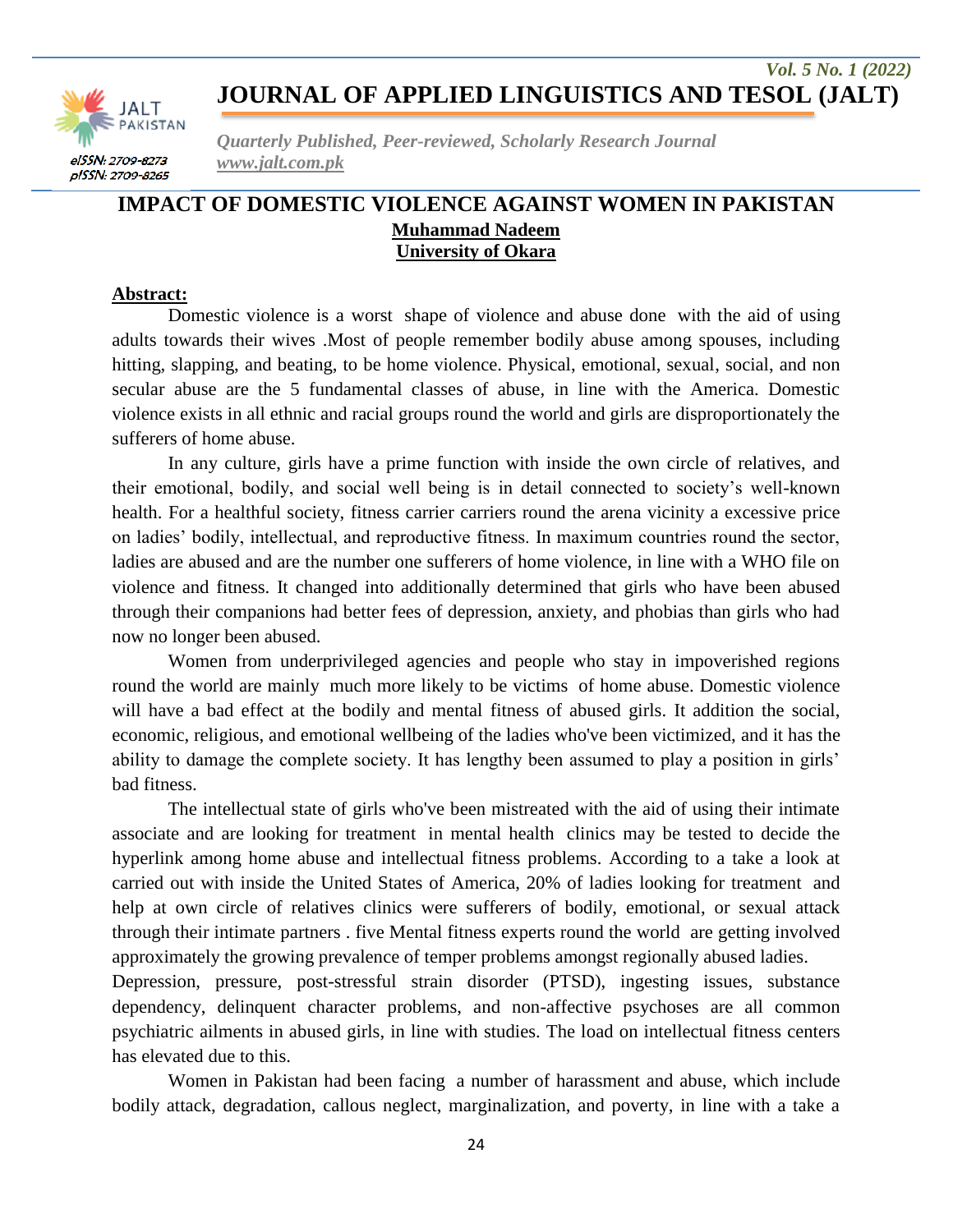# IMPACT OF DOMESTIC VIOLENCE AGAINST WOMEN IN PAKISTAN

**Muhammad Nadeem**

**University of Okara**

## Abstract:

Domestic violence is a worst shape of violence and abuse done with the aid of using adults towards their wives .Most of people remember bodily abuse among spouses, including hitting, slapping, and beating, to be home violence. Physical, emotional, sexual, social, and non secular abuse are the 5 fundamental classes of abuse, in line with the America. Domestic violence exists in all ethnic and racial groups round the world and girls are disproportionately the sufferers of home abuse.

In any culture, girls have a prime function with inside the own circle of relatives, and their emotional, bodily, and social well being is in detail connected to society's well-known health. For a healthful society, fitness carrier carriers round the arena vicinity a excessive price on ladies' bodily, intellectual, and reproductive fitness. In maximum countries round the sector, ladies are abused and are the number one sufferers of home violence, in line with a WHO file on violence and fitness. It changed into additionally determined that girls who have been abused through their companions had better fees of depression, anxiety, and phobias than girls who had now no longer been abused.

Women from underprivileged agencies and people who stay in impoverished regions round the world are mainly much more likely to be victims of home abuse. Domestic violence will have a bad effect at the bodily and mental fitness of abused girls. It addition the social, economic, religious, and emotional wellbeing of the ladies who've been victimized, and it has the ability to damage the complete society. It has lengthy been assumed to play a position in girls' bad fitness.

The intellectual state of girls who've been mistreated with the aid of using their intimate associate and are looking for treatment in mental health clinics may be tested to decide the hyperlink among home abuse and intellectual fitness problems. According to a take a look at carried out with inside the United States of America, 20% of ladies looking for treatment and help at own circle of relatives clinics were sufferers of bodily, emotional, or sexual attack through their intimate partners . five Mental fitness experts round the world are getting involved approximately the growing prevalence of temper problems amongst regionally abused ladies.

Depression, pressure, post-stressful strain disorder (PTSD), ingesting issues, substance dependency, delinquent character problems, and non-affective psychoses are all common psychiatric ailments in abused girls, in line with studies. The load on intellectual fitness centers has elevated due to this.

Women in Pakistan had been facing a number of harassment and abuse, which include bodily attack, degradation, callous neglect, marginalization, and poverty, in line with a take a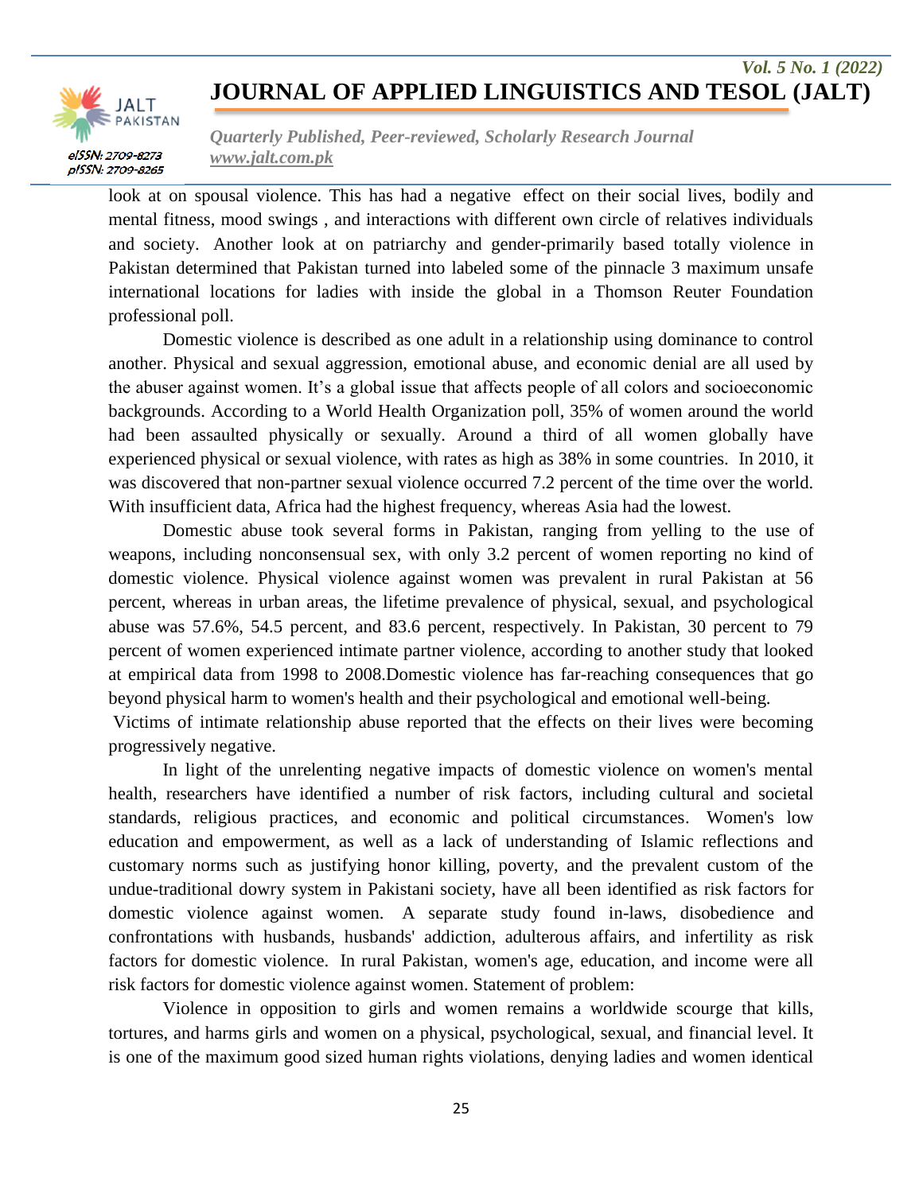look at on spousal violence. This has had a negative effect on their social lives, bodily and mental fitness, mood swings , and interactions with different own circle of relatives individuals and society. Another look at on patriarchy and gender-primarily based totally violence in Pakistan determined that Pakistan turned into labeled some of the pinnacle 3 maximum unsafe international locations for ladies with inside the global in a Thomson Reuter Foundation professional poll.

Domestic violence is described as one adult in a relationship using dominance to control another. Physical and sexual aggression, emotional abuse, and economic denial are all used by the abuser against women. It's a global issue that affects people of all colors and socioeconomic backgrounds. According to a World Health Organization poll, 35% of women around the world had been assaulted physically or sexually. Around a third of all women globally have experienced physical or sexual violence, with rates as high as 38% in some countries. In 2010, it was discovered that non-partner sexual violence occurred 7.2 percent of the time over the world. With insufficient data, Africa had the highest frequency, whereas Asia had the lowest.

Domestic abuse took several forms in Pakistan, ranging from yelling to the use of weapons, including nonconsensual sex, with only 3.2 percent of women reporting no kind of domestic violence. Physical violence against women was prevalent in rural Pakistan at 56 percent, whereas in urban areas, the lifetime prevalence of physical, sexual, and psychological abuse was 57.6%, 54.5 percent, and 83.6 percent, respectively. In Pakistan, 30 percent to 79 percent of women experienced intimate partner violence, according to another study that looked at empirical data from 1998 to 2008.Domestic violence has far-reaching consequences that go beyond physical harm to women's health and their psychological and emotional well-being.

Victims of intimate relationship abuse reported that the effects on their lives were becoming progressively negative.

In light of the unrelenting negative impacts of domestic violence on women's mental health, researchers have identified a number of risk factors, including cultural and societal standards, religious practices, and economic and political circumstances. Women's low education and empowerment, as well as a lack of understanding of Islamic reflections and customary norms such as justifying honor killing, poverty, and the prevalent custom of the undue-traditional dowry system in Pakistani society, have all been identified as risk factors for domestic violence against women. A separate study found in-laws, disobedience and confrontations with husbands, husbands' addiction, adulterous affairs, and infertility as risk factors for domestic violence. In rural Pakistan, women's age, education, and income were all risk factors for domestic violence against women. Statement of problem:

Violence in opposition to girls and women remains a worldwide scourge that kills, tortures, and harms girls and women on a physical, psychological, sexual, and financial level. It is one of the maximum good sized human rights violations, denying ladies and women identical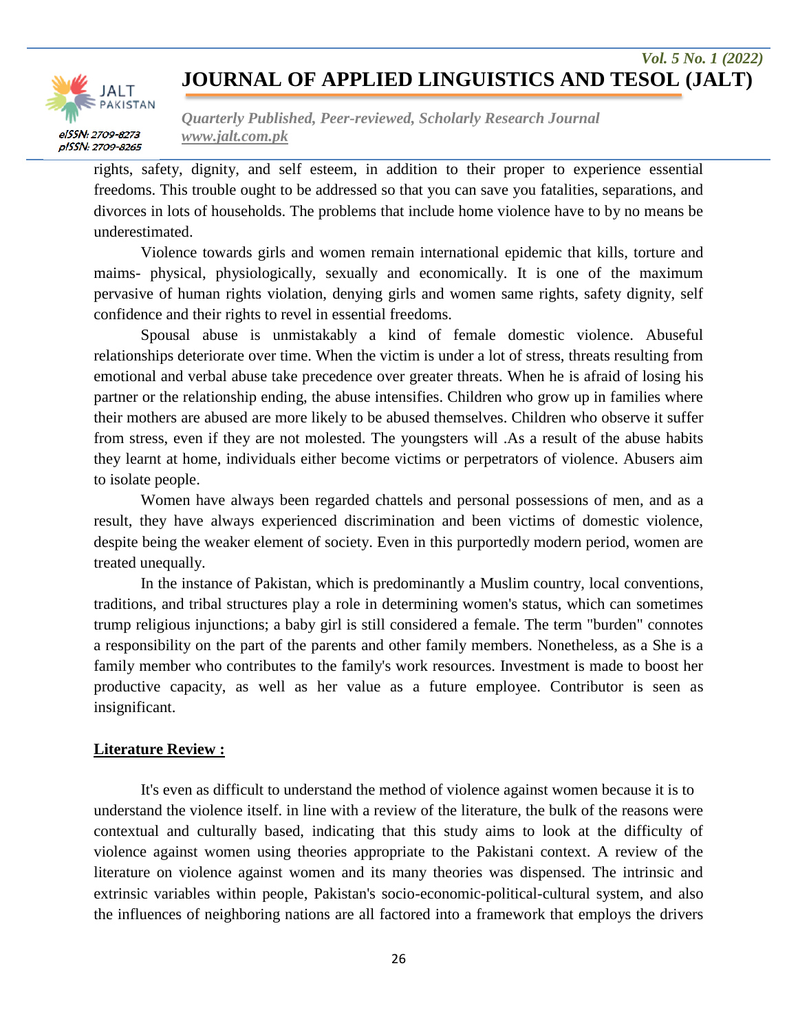rights, safety, dignity, and self esteem, in addition to their proper to experience essential freedoms. This trouble ought to be addressed so that you can save you fatalities, separations, and divorces in lots of households. The problems that include home violence have to by no means be underestimated.

Violence towards girls and women remain international epidemic that kills, torture and maims- physical, physiologically, sexually and economically. It is one of the maximum pervasive of human rights violation, denying girls and women same rights, safety dignity, self confidence and their rights to revel in essential freedoms.

Spousal abuse is unmistakably a kind of female domestic violence. Abuseful relationships deteriorate over time. When the victim is under a lot of stress, threats resulting from emotional and verbal abuse take precedence over greater threats. When he is afraid of losing his partner or the relationship ending, the abuse intensifies. Children who grow up in families where their mothers are abused are more likely to be abused themselves. Children who observe it suffer from stress, even if they are not molested. The youngsters will .As a result of the abuse habits they learnt at home, individuals either become victims or perpetrators of violence. Abusers aim to isolate people.

Women have always been regarded chattels and personal possessions of men, and as a result, they have always experienced discrimination and been victims of domestic violence, despite being the weaker element of society. Even in this purportedly modern period, women are treated unequally.

In the instance of Pakistan, which is predominantly a Muslim country, local conventions, traditions, and tribal structures play a role in determining women's status, which can sometimes trump religious injunctions; a baby girl is still considered a female. The term "burden" connotes a responsibility on the part of the parents and other family members. Nonetheless, as a She is a family member who contributes to the family's work resources. Investment is made to boost her productive capacity, as well as her value as a future employee. Contributor is seen as insignificant.

## **Literature Review :**

It's even as difficult to understand the method of violence against women because it is to understand the violence itself. in line with a review of the literature, the bulk of the reasons were contextual and culturally based, indicating that this study aims to look at the difficulty of violence against women using theories appropriate to the Pakistani context. A review of the literature on violence against women and its many theories was dispensed. The intrinsic and extrinsic variables within people, Pakistan's socio-economic-political-cultural system, and also the influences of neighboring nations are all factored into a framework that employs the drivers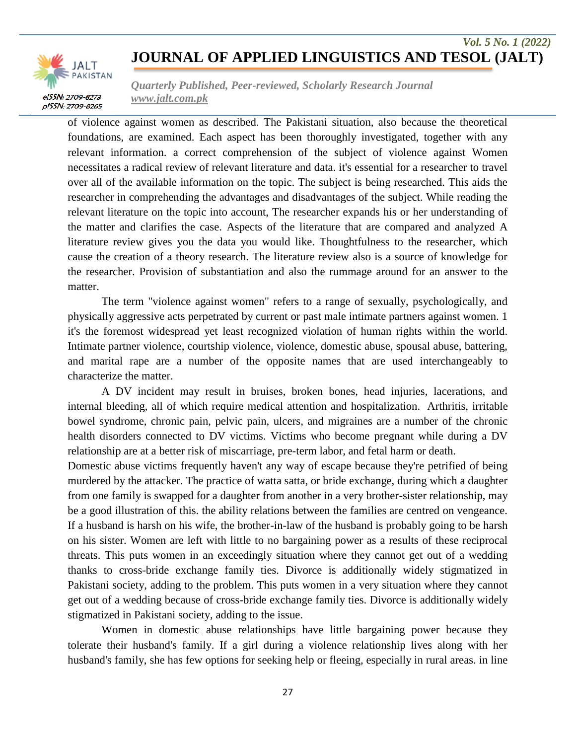of violence against women as described. The Pakistani situation, also because the theoretical foundations, are examined. Each aspect has been thoroughly investigated, together with any relevant information. a correct comprehension of the subject of violence against Women necessitates a radical review of relevant literature and data. it's essential for a researcher to travel over all of the available information on the topic. The subject is being researched. This aids the researcher in comprehending the advantages and disadvantages of the subject. While reading the relevant literature on the topic into account, The researcher expands his or her understanding of the matter and clarifies the case. Aspects of the literature that are compared and analyzed A literature review gives you the data you would like. Thoughtfulness to the researcher, which cause the creation of a theory research. The literature review also is a source of knowledge for the researcher. Provision of substantiation and also the rummage around for an answer to the matter.

The term "violence against women" refers to a range of sexually, psychologically, and physically aggressive acts perpetrated by current or past male intimate partners against women. 1 it's the foremost widespread yet least recognized violation of human rights within the world. Intimate partner violence, courtship violence, violence, domestic abuse, spousal abuse, battering, and marital rape are a number of the opposite names that are used interchangeably to characterize the matter.

A DV incident may result in bruises, broken bones, head injuries, lacerations, and internal bleeding, all of which require medical attention and hospitalization. Arthritis, irritable bowel syndrome, chronic pain, pelvic pain, ulcers, and migraines are a number of the chronic health disorders connected to DV victims. Victims who become pregnant while during a DV relationship are at a better risk of miscarriage, pre-term labor, and fetal harm or death.

Domestic abuse victims frequently haven't any way of escape because they're petrified of being murdered by the attacker. The practice of watta satta, or bride exchange, during which a daughter from one family is swapped for a daughter from another in a very brother-sister relationship, may be a good illustration of this. the ability relations between the families are centred on vengeance. If a husband is harsh on his wife, the brother-in-law of the husband is probably going to be harsh on his sister. Women are left with little to no bargaining power as a results of these reciprocal threats. This puts women in an exceedingly situation where they cannot get out of a wedding thanks to cross-bride exchange family ties. Divorce is additionally widely stigmatized in Pakistani society, adding to the problem. This puts women in a very situation where they cannot get out of a wedding because of cross-bride exchange family ties. Divorce is additionally widely stigmatized in Pakistani society, adding to the issue.

Women in domestic abuse relationships have little bargaining power because they tolerate their husband's family. If a girl during a violence relationship lives along with her husband's family, she has few options for seeking help or fleeing, especially in rural areas. in line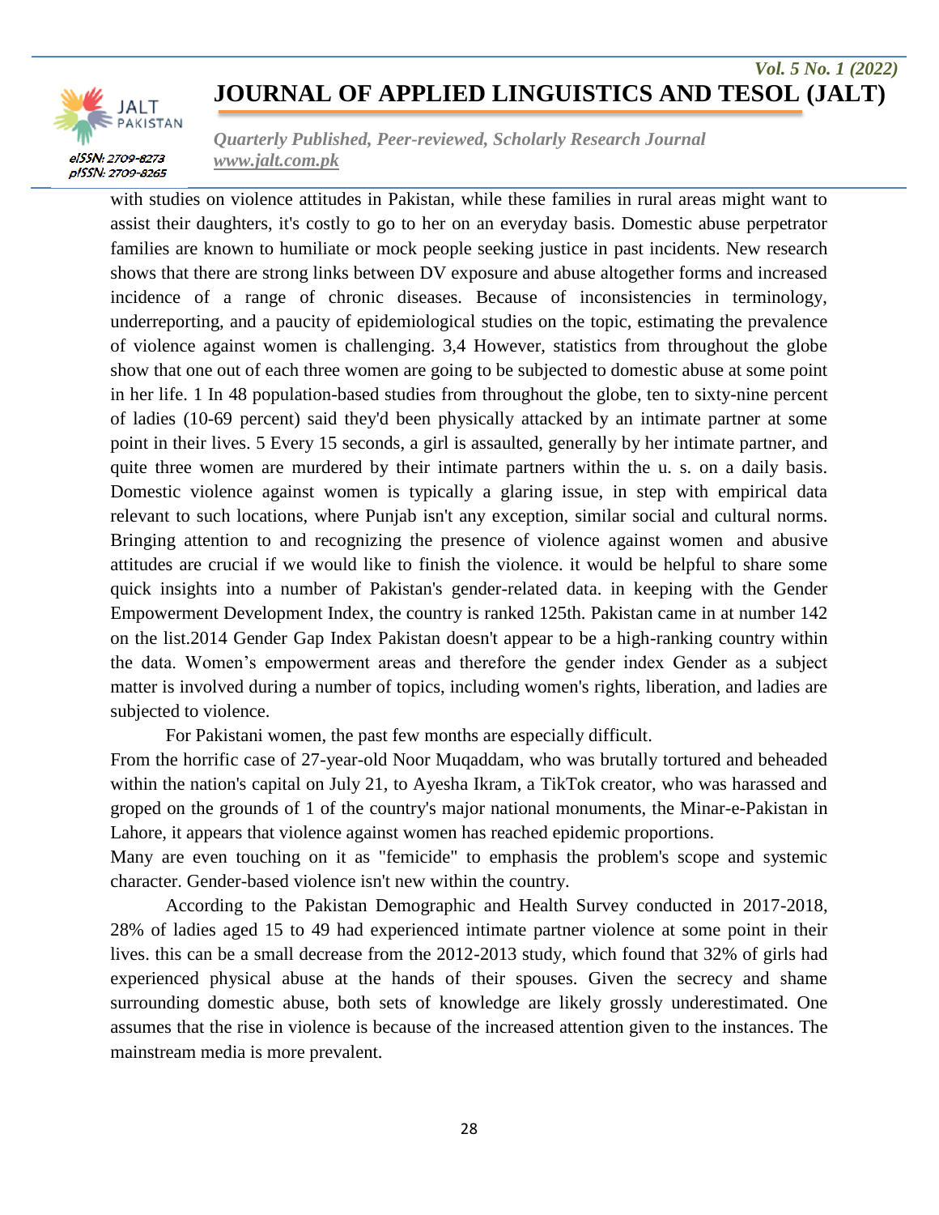with studies on violence attitudes in Pakistan, while these families in rural areas might want to assist their daughters, it's costly to go to her on an everyday basis. Domestic abuse perpetrator families are known to humiliate or mock people seeking justice in past incidents. New research shows that there are strong links between DV exposure and abuse altogether forms and increased incidence of a range of chronic diseases. Because of inconsistencies in terminology, underreporting, and a paucity of epidemiological studies on the topic, estimating the prevalence of violence against women is challenging. 3,4 However, statistics from throughout the globe show that one out of each three women are going to be subjected to domestic abuse at some point in her life. 1 In 48 population-based studies from throughout the globe, ten to sixty-nine percent of ladies (10-69 percent) said they'd been physically attacked by an intimate partner at some point in their lives. 5 Every 15 seconds, a girl is assaulted, generally by her intimate partner, and quite three women are murdered by their intimate partners within the u. s. on a daily basis. Domestic violence against women is typically a glaring issue, in step with empirical data relevant to such locations, where Punjab isn't any exception, similar social and cultural norms. Bringing attention to and recognizing the presence of violence against women and abusive attitudes are crucial if we would like to finish the violence. it would be helpful to share some quick insights into a number of Pakistan's gender-related data. in keeping with the Gender Empowerment Development Index, the country is ranked 125th. Pakistan came in at number 142 on the list.2014 Gender Gap Index Pakistan doesn't appear to be a high-ranking country within the data. Women's empowerment areas and therefore the gender index Gender as a subject matter is involved during a number of topics, including women's rights, liberation, and ladies are subjected to violence.

For Pakistani women, the past few months are especially difficult.

From the horrific case of 27-year-old Noor Muqaddam, who was brutally tortured and beheaded within the nation's capital on July 21, to Ayesha Ikram, a TikTok creator, who was harassed and groped on the grounds of 1 of the country's major national monuments, the Minar-e-Pakistan in Lahore, it appears that violence against women has reached epidemic proportions.

Many are even touching on it as "femicide" to emphasis the problem's scope and systemic character. Gender-based violence isn't new within the country.

According to the Pakistan Demographic and Health Survey conducted in 2017-2018, 28% of ladies aged 15 to 49 had experienced intimate partner violence at some point in their lives. this can be a small decrease from the 2012-2013 study, which found that 32% of girls had experienced physical abuse at the hands of their spouses. Given the secrecy and shame surrounding domestic abuse, both sets of knowledge are likely grossly underestimated. One assumes that the rise in violence is because of the increased attention given to the instances. The mainstream media is more prevalent.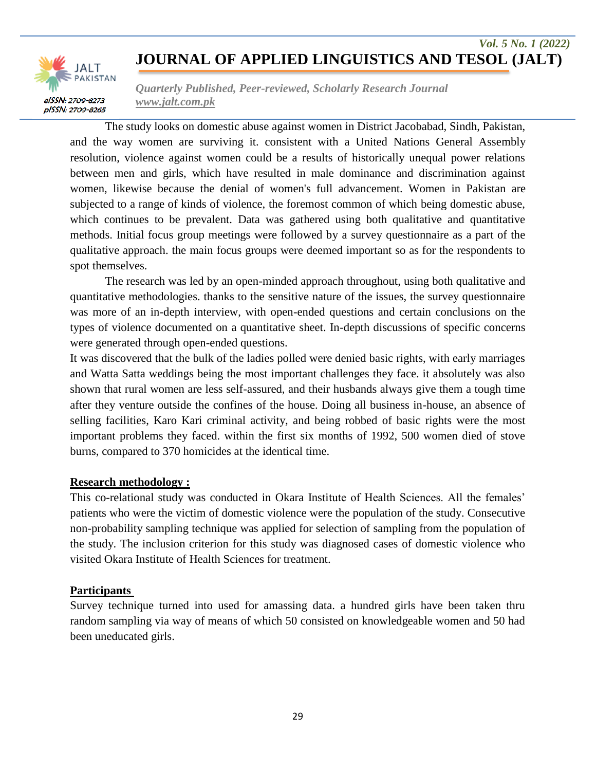The study looks on domestic abuse against women in District Jacobabad, Sindh, Pakistan, and the way women are surviving it. consistent with a United Nations General Assembly resolution, violence against women could be a results of historically unequal power relations between men and girls, which have resulted in male dominance and discrimination against women, likewise because the denial of women's full advancement. Women in Pakistan are subjected to a range of kinds of violence, the foremost common of which being domestic abuse, which continues to be prevalent. Data was gathered using both qualitative and quantitative methods. Initial focus group meetings were followed by a survey questionnaire as a part of the qualitative approach. the main focus groups were deemed important so as for the respondents to spot themselves.

The research was led by an open-minded approach throughout, using both qualitative and quantitative methodologies. thanks to the sensitive nature of the issues, the survey questionnaire was more of an in-depth interview, with open-ended questions and certain conclusions on the types of violence documented on a quantitative sheet. In-depth discussions of specific concerns were generated through open-ended questions.

It was discovered that the bulk of the ladies polled were denied basic rights, with early marriages and Watta Satta weddings being the most important challenges they face. it absolutely was also shown that rural women are less self-assured, and their husbands always give them a tough time after they venture outside the confines of the house. Doing all business in-house, an absence of selling facilities, Karo Kari criminal activity, and being robbed of basic rights were the most important problems they faced. within the first six months of 1992, 500 women died of stove burns, compared to 370 homicides at the identical time.

## Research methodology :

This co-relational study was conducted in Okara Institute of Health Sciences. All the females' patients who were the victim of domestic violence were the population of the study. Consecutive non-probability sampling technique was applied for selection of sampling from the population of the study. The inclusion criterion for this study was diagnosed cases of domestic violence who visited Okara Institute of Health Sciences for treatment.

## Participants

Survey technique turned into used for amassing data. a hundred girls have been taken thru random sampling via way of means of which 50 consisted on knowledgeable women and 50 had been uneducated girls.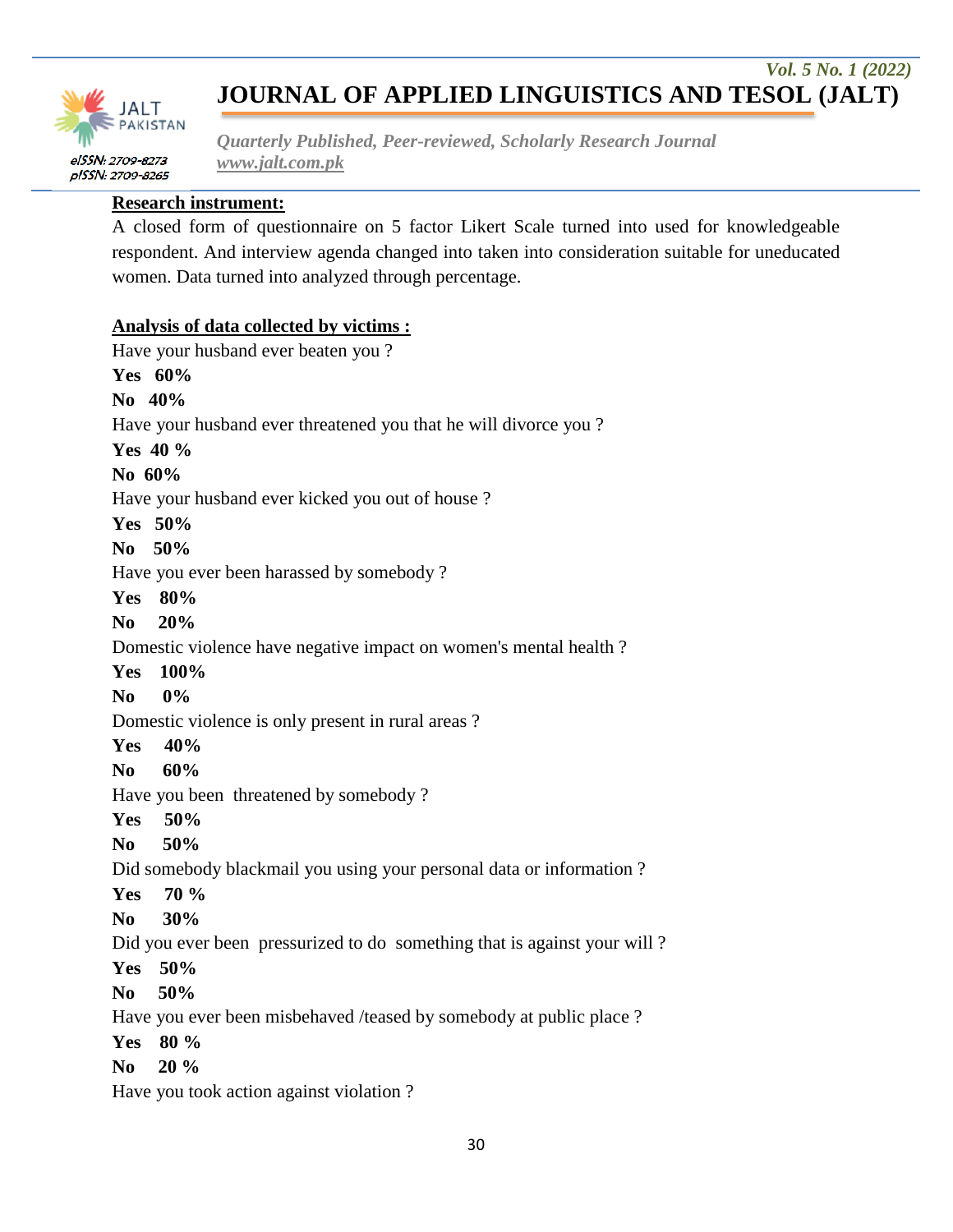**Research instrument:**

A closed form of questionnaire on 5 factor Likert Scale turned into used for knowledgeable respondent. And interview agenda changed into taken into consideration suitable for uneducated women. Data turned into analyzed through percentage.

**Analysis of data collected by victims :**

Have your husband ever beaten you ?

**Yes 60%**

**No 40%**

Have your husband ever threatened you that he will divorce you ?

**Yes 40 %**

**No 60%**

Have your husband ever kicked you out of house ?

**Yes 50%**

**No 50%**

Have you ever been harassed by somebody ?

**Yes 80%**

**No 20%**

Domestic violence have negative impact on women's mental health ?

**Yes 100%**

**No 0%**

Domestic violence is only present in rural areas ?

**Yes 40%**

**No 60%**

Have you been threatened by somebody ?

**Yes 50%**

**No 50%**

Did somebody blackmail you using your personal data or information ?

**Yes 70 %**

**No 30%**

Did you ever been pressurized to do something that is against your will ?

**Yes 50%**

**No 50%**

Have you ever been misbehaved /teased by somebody at public place ?

**Yes 80 %**

**No 20 %**

Have you took action against violation ?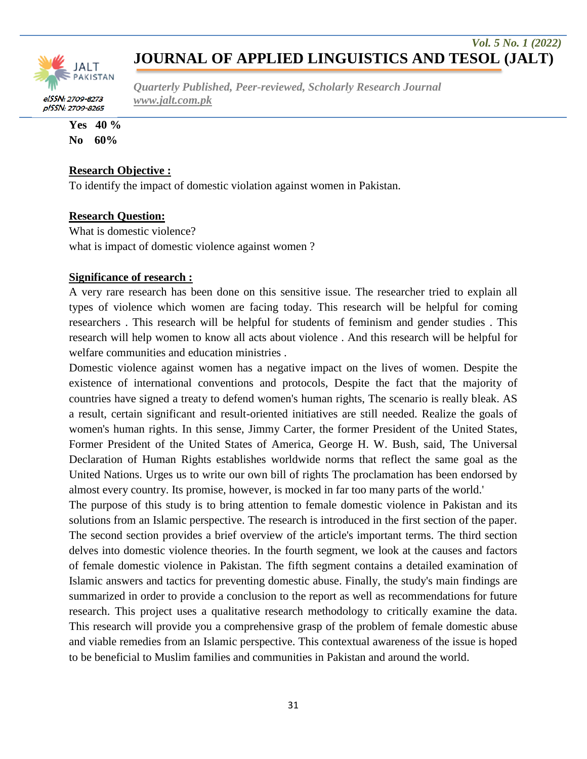**Yes 40 %**
**No 60%**

**Research Objective :**
To identify the impact of domestic violation against women in Pakistan.

**Research Question:**
What is domestic violence?
what is impact of domestic violence against women ?

**Significance of research :**
A very rare research has been done on this sensitive issue. The researcher tried to explain all types of violence which women are facing today. This research will be helpful for coming researchers . This research will be helpful for students of feminism and gender studies . This research will help women to know all acts about violence . And this research will be helpful for welfare communities and education ministries .

Domestic violence against women has a negative impact on the lives of women. Despite the existence of international conventions and protocols, Despite the fact that the majority of countries have signed a treaty to defend women's human rights, The scenario is really bleak. AS a result, certain significant and result-oriented initiatives are still needed. Realize the goals of women's human rights. In this sense, Jimmy Carter, the former President of the United States, Former President of the United States of America, George H. W. Bush, said, The Universal Declaration of Human Rights establishes worldwide norms that reflect the same goal as the United Nations. Urges us to write our own bill of rights The proclamation has been endorsed by almost every country. Its promise, however, is mocked in far too many parts of the world.'

The purpose of this study is to bring attention to female domestic violence in Pakistan and its solutions from an Islamic perspective. The research is introduced in the first section of the paper. The second section provides a brief overview of the article's important terms. The third section delves into domestic violence theories. In the fourth segment, we look at the causes and factors of female domestic violence in Pakistan. The fifth segment contains a detailed examination of Islamic answers and tactics for preventing domestic abuse. Finally, the study's main findings are summarized in order to provide a conclusion to the report as well as recommendations for future research. This project uses a qualitative research methodology to critically examine the data. This research will provide you a comprehensive grasp of the problem of female domestic abuse and viable remedies from an Islamic perspective. This contextual awareness of the issue is hoped to be beneficial to Muslim families and communities in Pakistan and around the world.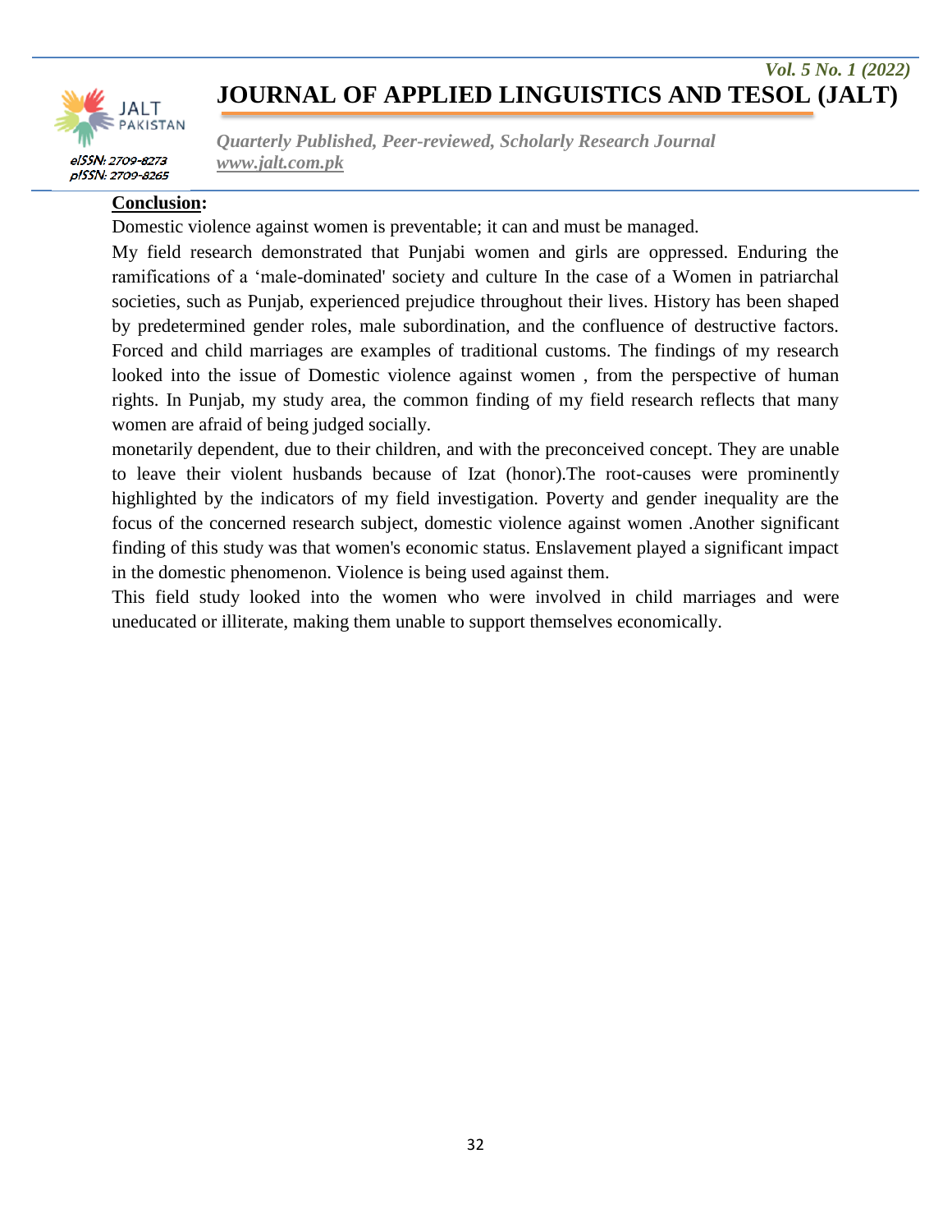**Conclusion:**

Domestic violence against women is preventable; it can and must be managed.

My field research demonstrated that Punjabi women and girls are oppressed. Enduring the ramifications of a 'male-dominated' society and culture In the case of a Women in patriarchal societies, such as Punjab, experienced prejudice throughout their lives. History has been shaped by predetermined gender roles, male subordination, and the confluence of destructive factors. Forced and child marriages are examples of traditional customs. The findings of my research looked into the issue of Domestic violence against women , from the perspective of human rights. In Punjab, my study area, the common finding of my field research reflects that many women are afraid of being judged socially.

monetarily dependent, due to their children, and with the preconceived concept. They are unable to leave their violent husbands because of Izat (honor).The root-causes were prominently highlighted by the indicators of my field investigation. Poverty and gender inequality are the focus of the concerned research subject, domestic violence against women .Another significant finding of this study was that women's economic status. Enslavement played a significant impact in the domestic phenomenon. Violence is being used against them.

This field study looked into the women who were involved in child marriages and were uneducated or illiterate, making them unable to support themselves economically.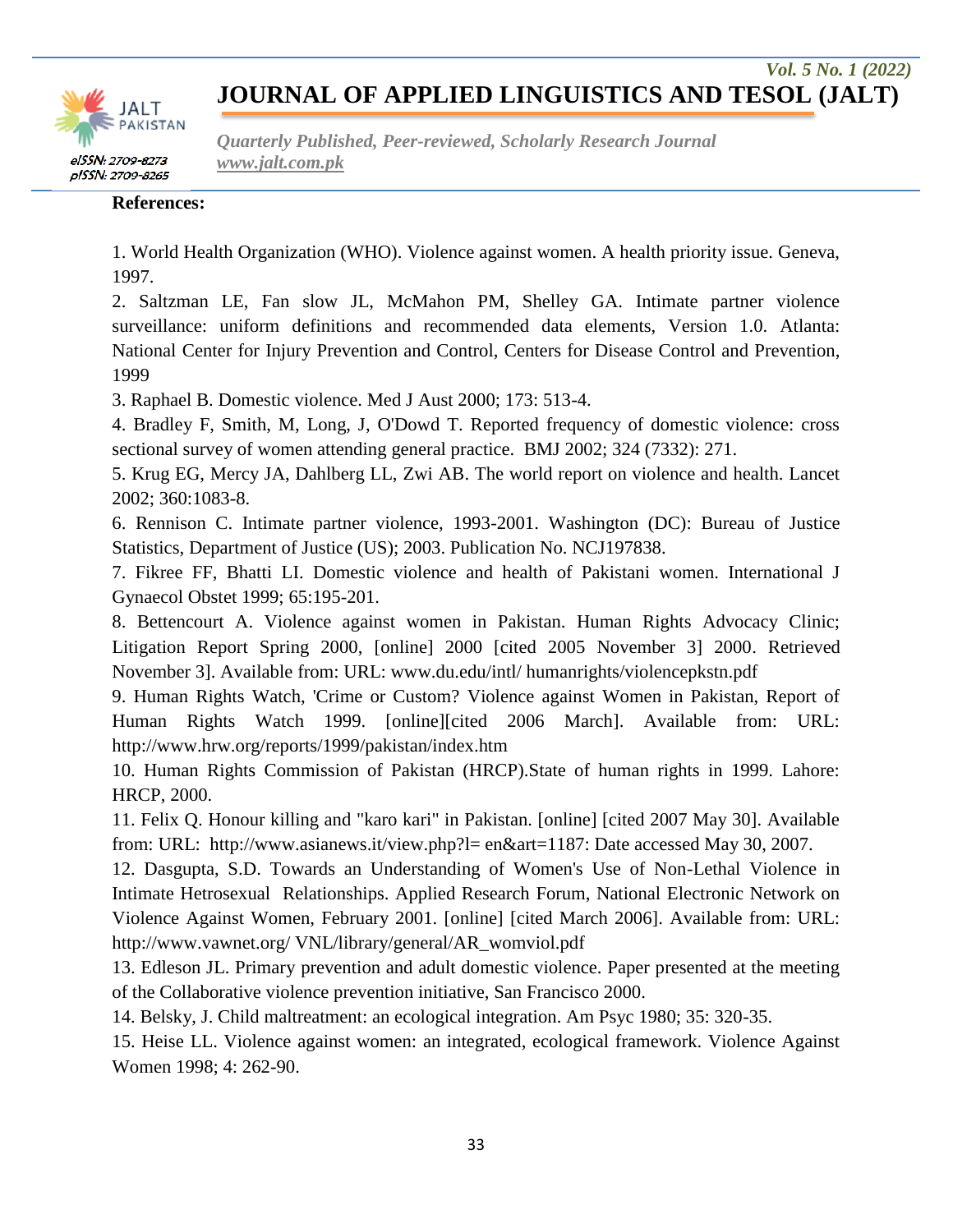**References:**

1. World Health Organization (WHO). Violence against women. A health priority issue. Geneva, 1997.
2. Saltzman LE, Fan slow JL, McMahon PM, Shelley GA. Intimate partner violence surveillance: uniform definitions and recommended data elements, Version 1.0. Atlanta: National Center for Injury Prevention and Control, Centers for Disease Control and Prevention, 1999
3. Raphael B. Domestic violence. Med J Aust 2000; 173: 513-4.
4. Bradley F, Smith, M, Long, J, O'Dowd T. Reported frequency of domestic violence: cross sectional survey of women attending general practice. BMJ 2002; 324 (7332): 271.
5. Krug EG, Mercy JA, Dahlberg LL, Zwi AB. The world report on violence and health. Lancet 2002; 360:1083-8.
6. Rennison C. Intimate partner violence, 1993-2001. Washington (DC): Bureau of Justice Statistics, Department of Justice (US); 2003. Publication No. NCJ197838.
7. Fikree FF, Bhatti LI. Domestic violence and health of Pakistani women. International J Gynaecol Obstet 1999; 65:195-201.
8. Bettencourt A. Violence against women in Pakistan. Human Rights Advocacy Clinic; Litigation Report Spring 2000, [online] 2000 [cited 2005 November 3] 2000. Retrieved November 3]. Available from: URL: www.du.edu/intl/ humanrights/violencepkstn.pdf
9. Human Rights Watch, 'Crime or Custom? Violence against Women in Pakistan, Report of Human Rights Watch 1999. [online][cited 2006 March]. Available from: URL: http://www.hrw.org/reports/1999/pakistan/index.htm
10. Human Rights Commission of Pakistan (HRCP).State of human rights in 1999. Lahore: HRCP, 2000.
11. Felix Q. Honour killing and "karo kari" in Pakistan. [online] [cited 2007 May 30]. Available from: URL: http://www.asianews.it/view.php?l= en&art=1187: Date accessed May 30, 2007.
12. Dasgupta, S.D. Towards an Understanding of Women's Use of Non-Lethal Violence in Intimate Hetrosexual Relationships. Applied Research Forum, National Electronic Network on Violence Against Women, February 2001. [online] [cited March 2006]. Available from: URL: http://www.vawnet.org/ VNL/library/general/AR_womviol.pdf
13. Edleson JL. Primary prevention and adult domestic violence. Paper presented at the meeting of the Collaborative violence prevention initiative, San Francisco 2000.
14. Belsky, J. Child maltreatment: an ecological integration. Am Psyc 1980; 35: 320-35.
15. Heise LL. Violence against women: an integrated, ecological framework. Violence Against Women 1998; 4: 262-90.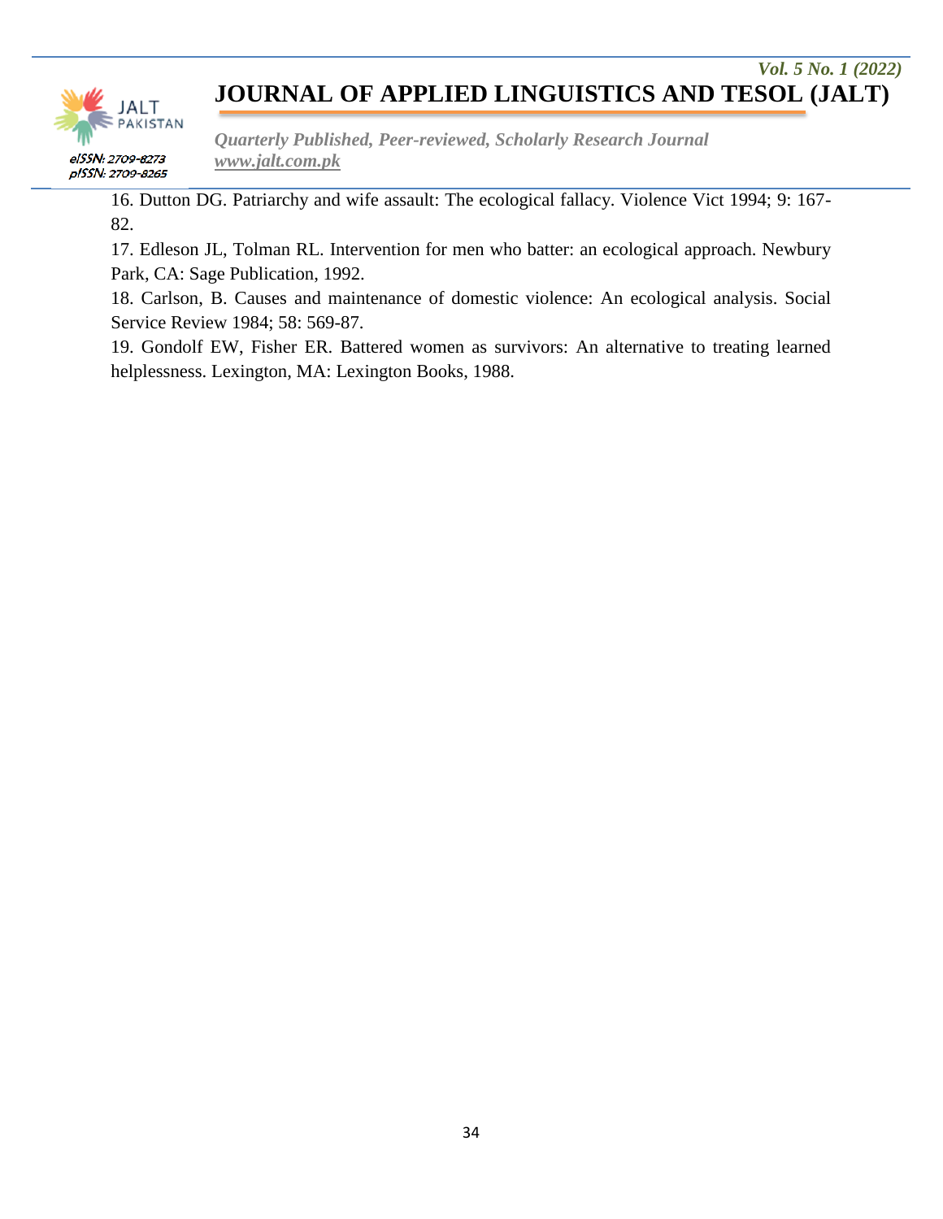16. Dutton DG. Patriarchy and wife assault: The ecological fallacy. Violence Vict 1994; 9: 167-82.

17. Edleson JL, Tolman RL. Intervention for men who batter: an ecological approach. Newbury Park, CA: Sage Publication, 1992.

18. Carlson, B. Causes and maintenance of domestic violence: An ecological analysis. Social Service Review 1984; 58: 569-87.

19. Gondolf EW, Fisher ER. Battered women as survivors: An alternative to treating learned helplessness. Lexington, MA: Lexington Books, 1988.